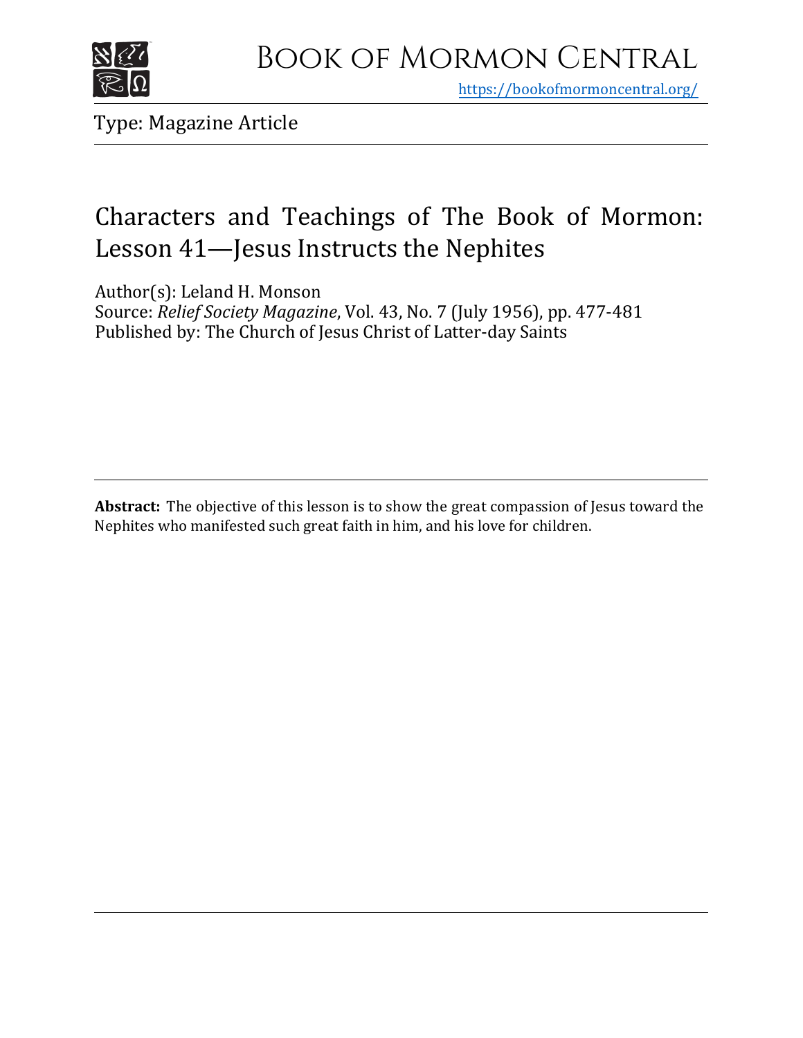# Book of Mormon Central

https://bookofmormoncentral.org/

Type: Magazine Article

## Characters and Teachings of The Book of Mormon: Lesson 41—Jesus Instructs the Nephites

Author(s): Leland H. Monson
Source: *Relief Society Magazine*, Vol. 43, No. 7 (July 1956), pp. 477-481
Published by: The Church of Jesus Christ of Latter-day Saints

**Abstract:** The objective of this lesson is to show the great compassion of Jesus toward the Nephites who manifested such great faith in him, and his love for children.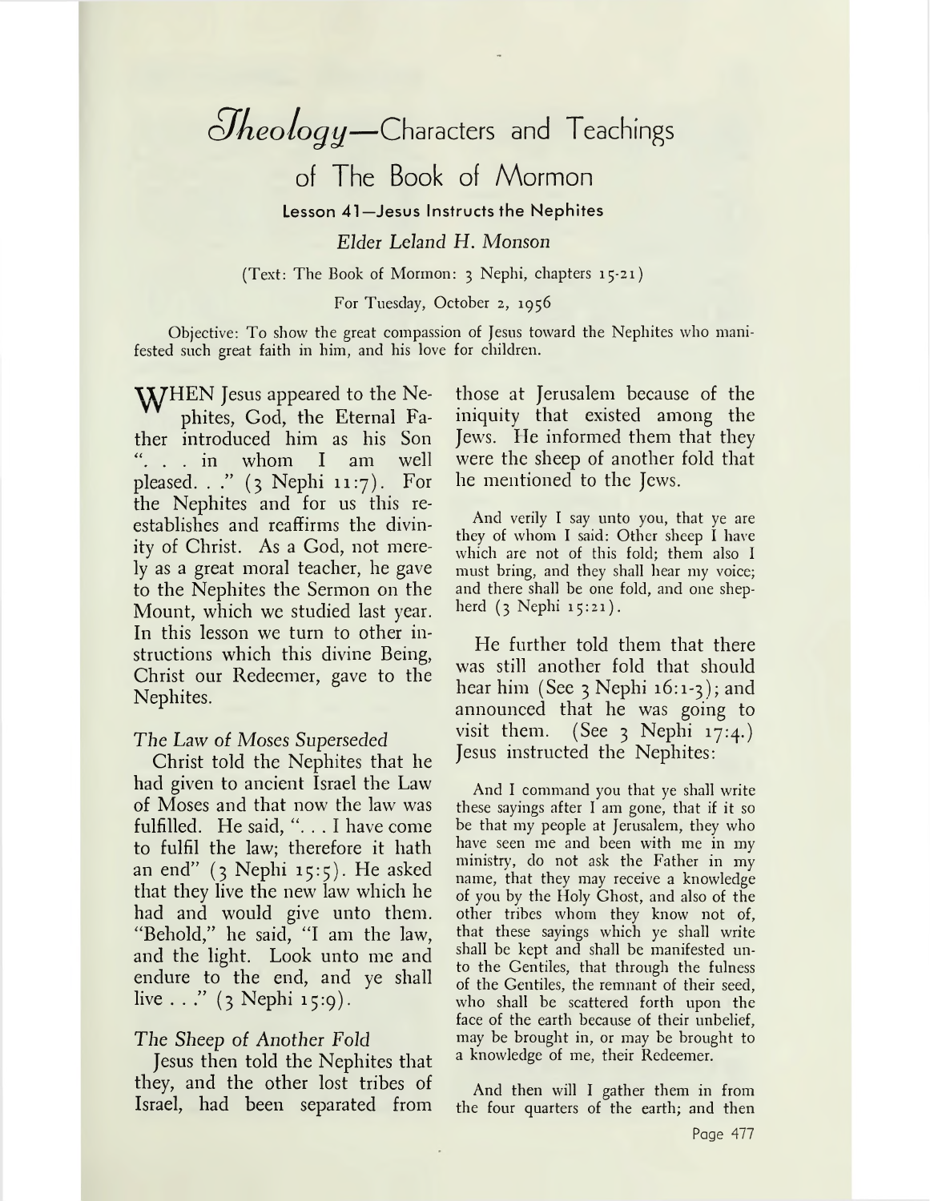# *Theology*—Characters and Teachings of The Book of Mormon

## Lesson 41—Jesus Instructs the Nephites

*Elder Leland H. Monson*

(Text: The Book of Mormon: 3 Nephi, chapters 15-21)

For Tuesday, October 2, 1956

Objective: To show the great compassion of Jesus toward the Nephites who manifested such great faith in him, and his love for children.

WHEN Jesus appeared to the Nephites, God, the Eternal Father introduced him as his Son ". . . in whom I am well pleased. . ." (3 Nephi 11:7). For the Nephites and for us this re-establishes and reaffirms the divinity of Christ. As a God, not merely as a great moral teacher, he gave to the Nephites the Sermon on the Mount, which we studied last year. In this lesson we turn to other instructions which this divine Being, Christ our Redeemer, gave to the Nephites.

### *The Law of Moses Superseded*

Christ told the Nephites that he had given to ancient Israel the Law of Moses and that now the law was fulfilled. He said, ". . . I have come to fulfil the law; therefore it hath an end" (3 Nephi 15:5). He asked that they live the new law which he had and would give unto them. "Behold," he said, "I am the law, and the light. Look unto me and endure to the end, and ye shall live . . ." (3 Nephi 15:9).

### *The Sheep of Another Fold*

Jesus then told the Nephites that they, and the other lost tribes of Israel, had been separated from those at Jerusalem because of the iniquity that existed among the Jews. He informed them that they were the sheep of another fold that he mentioned to the Jews.

> And verily I say unto you, that ye are they of whom I said: Other sheep I have which are not of this fold; them also I must bring, and they shall hear my voice; and there shall be one fold, and one shepherd (3 Nephi 15:21).

He further told them that there was still another fold that should hear him (See 3 Nephi 16:1-3); and announced that he was going to visit them. (See 3 Nephi 17:4.) Jesus instructed the Nephites:

> And I command you that ye shall write these sayings after I am gone, that if it so be that my people at Jerusalem, they who have seen me and been with me in my ministry, do not ask the Father in my name, that they may receive a knowledge of you by the Holy Ghost, and also of the other tribes whom they know not of, that these sayings which ye shall write shall be kept and shall be manifested unto the Gentiles, that through the fulness of the Gentiles, the remnant of their seed, who shall be scattered forth upon the face of the earth because of their unbelief, may be brought in, or may be brought to a knowledge of me, their Redeemer.
>
> And then will I gather them in from the four quarters of the earth; and then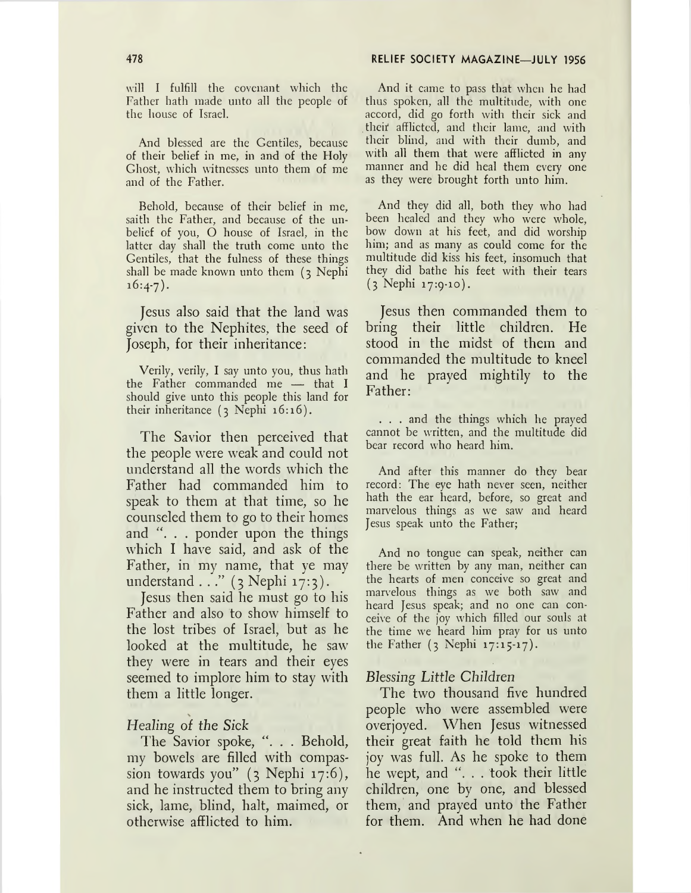will I fulfill the covenant which the Father hath made unto all the people of the house of Israel.

And blessed are the Gentiles, because of their belief in me, in and of the Holy Ghost, which witnesses unto them of me and of the Father.

Behold, because of their belief in me, saith the Father, and because of the unbelief of you, O house of Israel, in the latter day shall the truth come unto the Gentiles, that the fulness of these things shall be made known unto them (3 Nephi 16:4-7).

Jesus also said that the land was given to the Nephites, the seed of Joseph, for their inheritance:

Verily, verily, I say unto you, thus hath the Father commanded me — that I should give unto this people this land for their inheritance (3 Nephi 16:16).

The Savior then perceived that the people were weak and could not understand all the words which the Father had commanded him to speak to them at that time, so he counseled them to go to their homes and ". . . ponder upon the things which I have said, and ask of the Father, in my name, that ye may understand . . ." (3 Nephi 17:3).

Jesus then said he must go to his Father and also to show himself to the lost tribes of Israel, but as he looked at the multitude, he saw they were in tears and their eyes seemed to implore him to stay with them a little longer.

*Healing of the Sick*

The Savior spoke, ". . . Behold, my bowels are filled with compassion towards you" (3 Nephi 17:6), and he instructed them to bring any sick, lame, blind, halt, maimed, or otherwise afflicted to him.

And it came to pass that when he had thus spoken, all the multitude, with one accord, did go forth with their sick and their afflicted, and their lame, and with their blind, and with their dumb, and with all them that were afflicted in any manner and he did heal them every one as they were brought forth unto him.

And they did all, both they who had been healed and they who were whole, bow down at his feet, and did worship him; and as many as could come for the multitude did kiss his feet, insomuch that they did bathe his feet with their tears (3 Nephi 17:9-10).

Jesus then commanded them to bring their little children. He stood in the midst of them and commanded the multitude to kneel and he prayed mightily to the Father:

. . . and the things which he prayed cannot be written, and the multitude did bear record who heard him.

And after this manner do they bear record: The eye hath never seen, neither hath the ear heard, before, so great and marvelous things as we saw and heard Jesus speak unto the Father;

And no tongue can speak, neither can there be written by any man, neither can the hearts of men conceive so great and marvelous things as we both saw and heard Jesus speak; and no one can conceive of the joy which filled our souls at the time we heard him pray for us unto the Father (3 Nephi 17:15-17).

*Blessing Little Children*

The two thousand five hundred people who were assembled were overjoyed. When Jesus witnessed their great faith he told them his joy was full. As he spoke to them he wept, and ". . . took their little children, one by one, and blessed them, and prayed unto the Father for them. And when he had done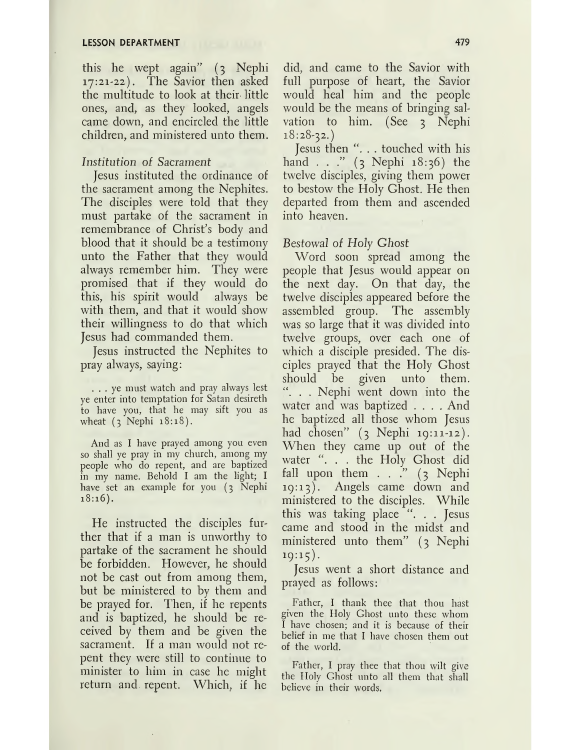this he wept again" (3 Nephi 17:21-22). The Savior then asked the multitude to look at their little ones, and, as they looked, angels came down, and encircled the little children, and ministered unto them.

*Institution of Sacrament*

Jesus instituted the ordinance of the sacrament among the Nephites. The disciples were told that they must partake of the sacrament in remembrance of Christ's body and blood that it should be a testimony unto the Father that they would always remember him. They were promised that if they would do this, his spirit would always be with them, and that it would show their willingness to do that which Jesus had commanded them.

Jesus instructed the Nephites to pray always, saying:

> . . . ye must watch and pray always lest ye enter into temptation for Satan desireth to have you, that he may sift you as wheat (3 Nephi 18:18).

> And as I have prayed among you even so shall ye pray in my church, among my people who do repent, and are baptized in my name. Behold I am the light; I have set an example for you (3 Nephi 18:16).

He instructed the disciples further that if a man is unworthy to partake of the sacrament he should be forbidden. However, he should not be cast out from among them, but be ministered to by them and be prayed for. Then, if he repents and is baptized, he should be received by them and be given the sacrament. If a man would not repent they were still to continue to minister to him in case he might return and repent. Which, if he did, and came to the Savior with full purpose of heart, the Savior would heal him and the people would be the means of bringing salvation to him. (See 3 Nephi 18:28-32.)

Jesus then ". . . touched with his hand . . ." (3 Nephi 18:36) the twelve disciples, giving them power to bestow the Holy Ghost. He then departed from them and ascended into heaven.

*Bestowal of Holy Ghost*

Word soon spread among the people that Jesus would appear on the next day. On that day, the twelve disciples appeared before the assembled group. The assembly was so large that it was divided into twelve groups, over each one of which a disciple presided. The disciples prayed that the Holy Ghost should be given unto them. ". . . Nephi went down into the water and was baptized . . . . And he baptized all those whom Jesus had chosen" (3 Nephi 19:11-12). When they came up out of the water ". . . the Holy Ghost did fall upon them . . ." (3 Nephi 19:13). Angels came down and ministered to the disciples. While this was taking place ". . . Jesus came and stood in the midst and ministered unto them" (3 Nephi 19:15).

Jesus went a short distance and prayed as follows:

> Father, I thank thee that thou hast given the Holy Ghost unto these whom I have chosen; and it is because of their belief in me that I have chosen them out of the world.

> Father, I pray thee that thou wilt give the Holy Ghost unto all them that shall believe in their words.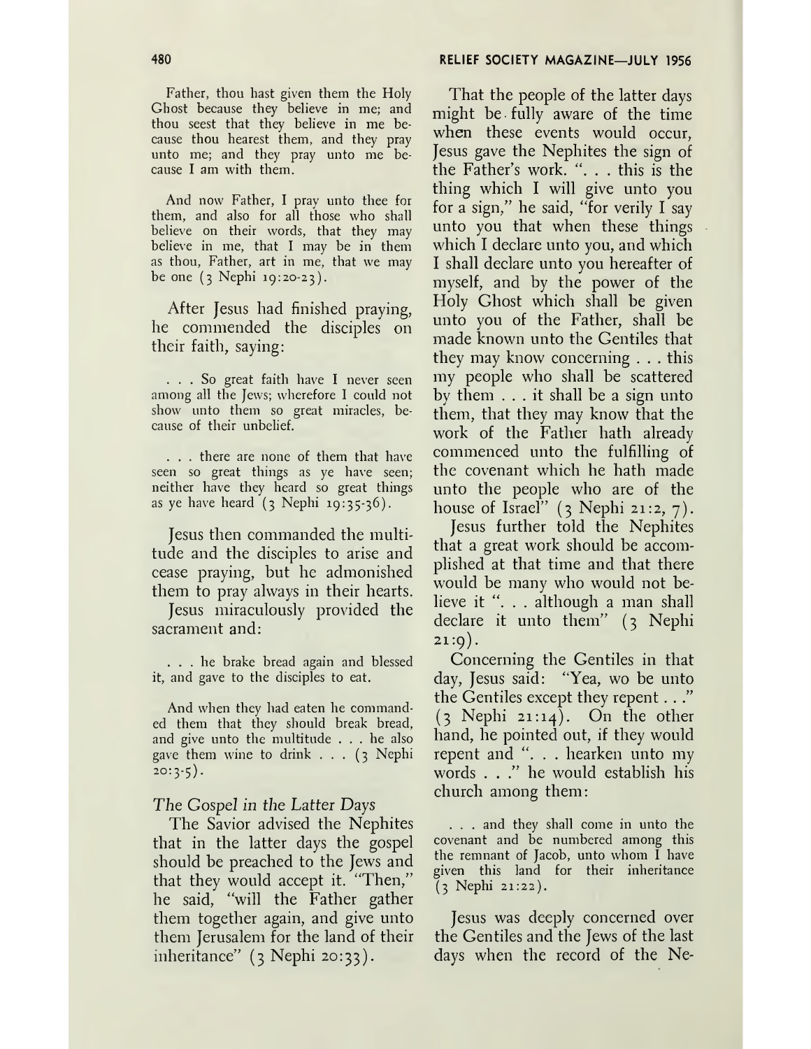> Father, thou hast given them the Holy Ghost because they believe in me; and thou seest that they believe in me because thou hearest them, and they pray unto me; and they pray unto me because I am with them.
>
> And now Father, I pray unto thee for them, and also for all those who shall believe on their words, that they may believe in me, that I may be in them as thou, Father, art in me, that we may be one (3 Nephi 19:20-23).

After Jesus had finished praying, he commended the disciples on their faith, saying:

> . . . So great faith have I never seen among all the Jews; wherefore I could not show unto them so great miracles, because of their unbelief.
>
> . . . there are none of them that have seen so great things as ye have seen; neither have they heard so great things as ye have heard (3 Nephi 19:35-36).

Jesus then commanded the multitude and the disciples to arise and cease praying, but he admonished them to pray always in their hearts.

Jesus miraculously provided the sacrament and:

> . . . he brake bread again and blessed it, and gave to the disciples to eat.
>
> And when they had eaten he commanded them that they should break bread, and give unto the multitude . . . he also gave them wine to drink . . . (3 Nephi 20:3-5).

*The Gospel in the Latter Days*

The Savior advised the Nephites that in the latter days the gospel should be preached to the Jews and that they would accept it. "Then," he said, "will the Father gather them together again, and give unto them Jerusalem for the land of their inheritance" (3 Nephi 20:33).

That the people of the latter days might be fully aware of the time when these events would occur, Jesus gave the Nephites the sign of the Father's work. ". . . this is the thing which I will give unto you for a sign," he said, "for verily I say unto you that when these things which I declare unto you, and which I shall declare unto you hereafter of myself, and by the power of the Holy Ghost which shall be given unto you of the Father, shall be made known unto the Gentiles that they may know concerning . . . this my people who shall be scattered by them . . . it shall be a sign unto them, that they may know that the work of the Father hath already commenced unto the fulfilling of the covenant which he hath made unto the people who are of the house of Israel" (3 Nephi 21:2, 7).

Jesus further told the Nephites that a great work should be accomplished at that time and that there would be many who would not believe it ". . . although a man shall declare it unto them" (3 Nephi 21:9).

Concerning the Gentiles in that day, Jesus said: "Yea, wo be unto the Gentiles except they repent . . ." (3 Nephi 21:14). On the other hand, he pointed out, if they would repent and ". . . hearken unto my words . . ." he would establish his church among them:

> . . . and they shall come in unto the covenant and be numbered among this the remnant of Jacob, unto whom I have given this land for their inheritance (3 Nephi 21:22).

Jesus was deeply concerned over the Gentiles and the Jews of the last days when the record of the Ne-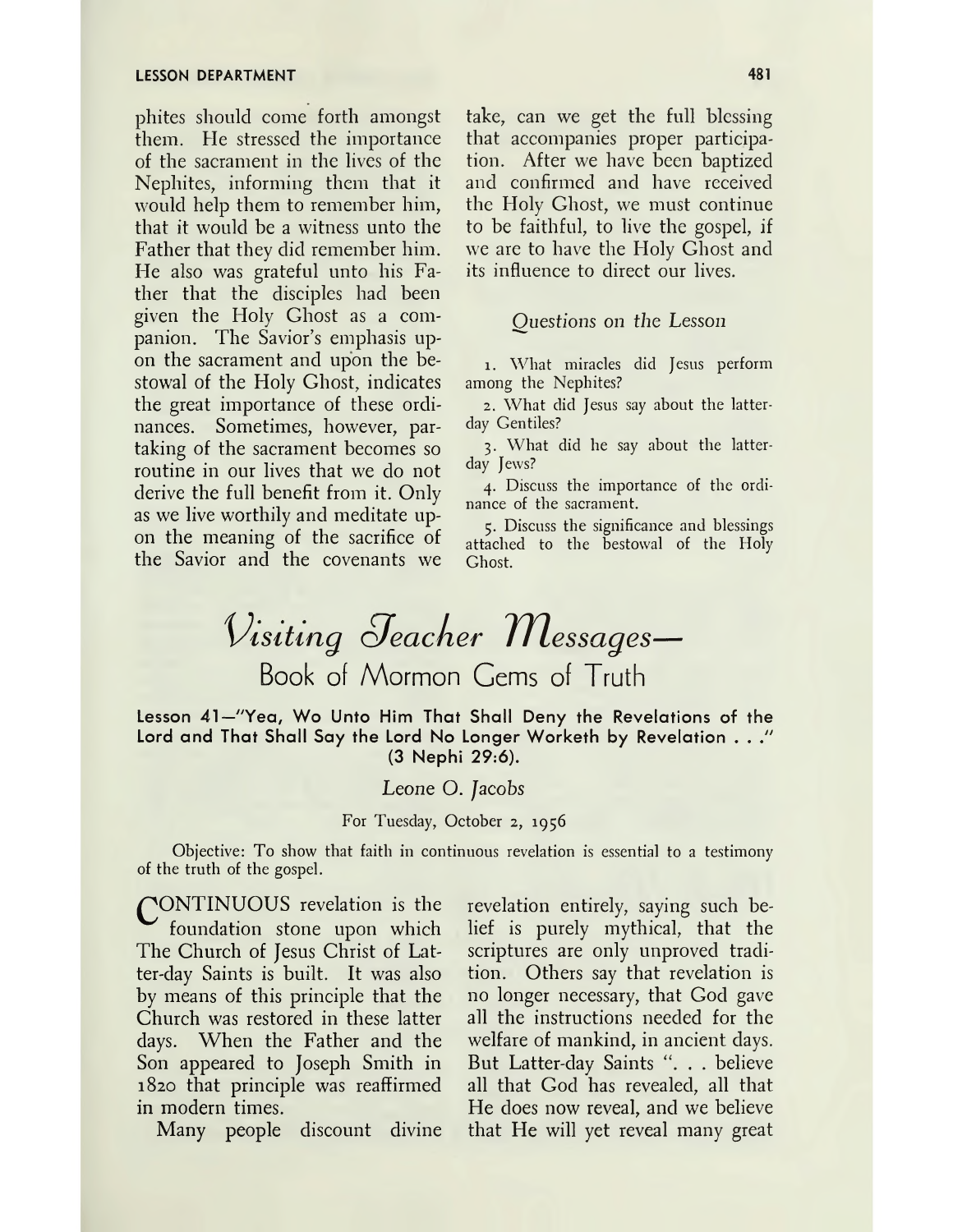phites should come forth amongst them. He stressed the importance of the sacrament in the lives of the Nephites, informing them that it would help them to remember him, that it would be a witness unto the Father that they did remember him. He also was grateful unto his Father that the disciples had been given the Holy Ghost as a companion. The Savior's emphasis upon the sacrament and upon the bestowal of the Holy Ghost, indicates the great importance of these ordinances. Sometimes, however, partaking of the sacrament becomes so routine in our lives that we do not derive the full benefit from it. Only as we live worthily and meditate upon the meaning of the sacrifice of the Savior and the covenants we take, can we get the full blessing that accompanies proper participation. After we have been baptized and confirmed and have received the Holy Ghost, we must continue to be faithful, to live the gospel, if we are to have the Holy Ghost and its influence to direct our lives.

### *Questions on the Lesson*

1. What miracles did Jesus perform among the Nephites?
2. What did Jesus say about the latter-day Gentiles?
3. What did he say about the latter-day Jews?
4. Discuss the importance of the ordinance of the sacrament.
5. Discuss the significance and blessings attached to the bestowal of the Holy Ghost.

# *Visiting Teacher Messages—*
## Book of Mormon Gems of Truth

**Lesson 41—"Yea, Wo Unto Him That Shall Deny the Revelations of the Lord and That Shall Say the Lord No Longer Worketh by Revelation . . ." (3 Nephi 29:6).**

*Leone O. Jacobs*

For Tuesday, October 2, 1956

Objective: To show that faith in continuous revelation is essential to a testimony of the truth of the gospel.

CONTINUOUS revelation is the foundation stone upon which The Church of Jesus Christ of Latter-day Saints is built. It was also by means of this principle that the Church was restored in these latter days. When the Father and the Son appeared to Joseph Smith in 1820 that principle was reaffirmed in modern times.

Many people discount divine revelation entirely, saying such belief is purely mythical, that the scriptures are only unproved tradition. Others say that revelation is no longer necessary, that God gave all the instructions needed for the welfare of mankind, in ancient days. But Latter-day Saints ". . . believe all that God has revealed, all that He does now reveal, and we believe that He will yet reveal many great